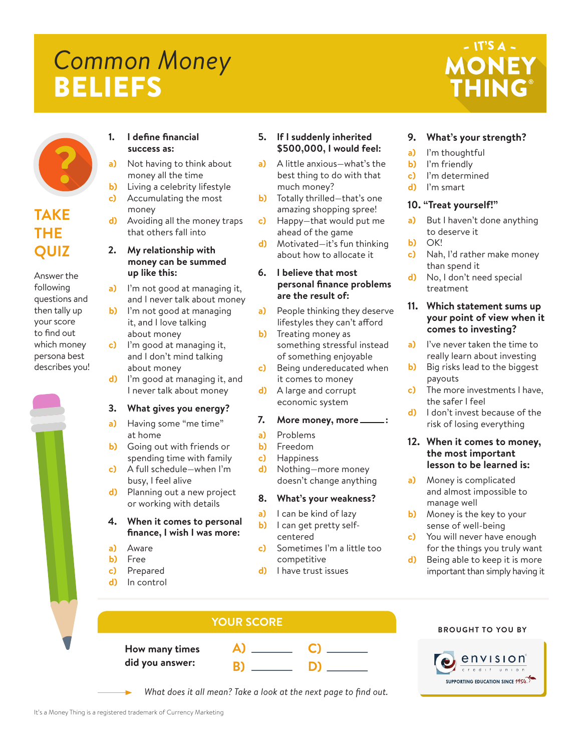# Common Money BELIEFS

- IT'S A -
MONEY THING®

## TAKE THE QUIZ

Answer the following questions and then tally up your score to find out which money persona best describes you!

**1. I define financial success as:**

a) Not having to think about money all the time
b) Living a celebrity lifestyle
c) Accumulating the most money
d) Avoiding all the money traps that others fall into

**2. My relationship with money can be summed up like this:**

a) I'm not good at managing it, and I never talk about money
b) I'm not good at managing it, and I love talking about money
c) I'm good at managing it, and I don't mind talking about money
d) I'm good at managing it, and I never talk about money

**3. What gives you energy?**

a) Having some "me time" at home
b) Going out with friends or spending time with family
c) A full schedule—when I'm busy, I feel alive
d) Planning out a new project or working with details

**4. When it comes to personal finance, I wish I was more:**

a) Aware
b) Free
c) Prepared
d) In control

**5. If I suddenly inherited $500,000, I would feel:**

a) A little anxious—what's the best thing to do with that much money?
b) Totally thrilled—that's one amazing shopping spree!
c) Happy—that would put me ahead of the game
d) Motivated—it's fun thinking about how to allocate it

**6. I believe that most personal finance problems are the result of:**

a) People thinking they deserve lifestyles they can't afford
b) Treating money as something stressful instead of something enjoyable
c) Being undereducated when it comes to money
d) A large and corrupt economic system

**7. More money, more \_\_\_\_:**

a) Problems
b) Freedom
c) Happiness
d) Nothing—more money doesn't change anything

**8. What's your weakness?**

a) I can be kind of lazy
b) I can get pretty self-centered
c) Sometimes I'm a little too competitive
d) I have trust issues

**9. What's your strength?**

a) I'm thoughtful
b) I'm friendly
c) I'm determined
d) I'm smart

**10. "Treat yourself!"**

a) But I haven't done anything to deserve it
b) OK!
c) Nah, I'd rather make money than spend it
d) No, I don't need special treatment

**11. Which statement sums up your point of view when it comes to investing?**

a) I've never taken the time to really learn about investing
b) Big risks lead to the biggest payouts
c) The more investments I have, the safer I feel
d) I don't invest because of the risk of losing everything

**12. When it comes to money, the most important lesson to be learned is:**

a) Money is complicated and almost impossible to manage well
b) Money is the key to your sense of well-being
c) You will never have enough for the things you truly want
d) Being able to keep it is more important than simply having it

## YOUR SCORE

**How many times did you answer:**

A) \_\_\_\_\_\_ C) \_\_\_\_\_\_
B) \_\_\_\_\_\_ D) \_\_\_\_\_\_

*What does it all mean? Take a look at the next page to find out.*

BROUGHT TO YOU BY

envision credit union
SUPPORTING EDUCATION SINCE 1954.

It's a Money Thing is a registered trademark of Currency Marketing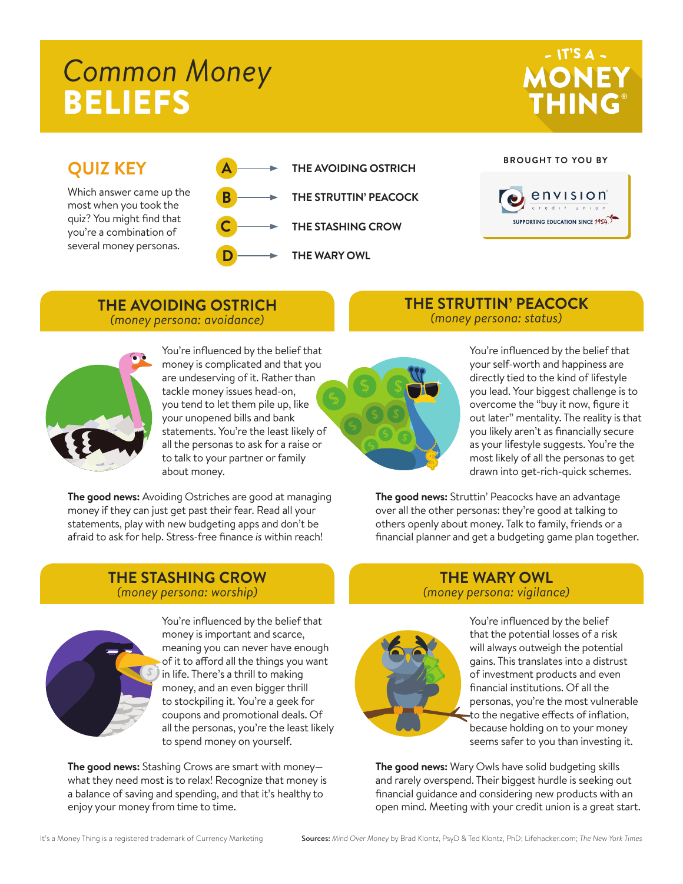# *Common Money* **BELIEFS**

- IT'S A -
MONEY THING®

## QUIZ KEY

Which answer came up the most when you took the quiz? You might find that you're a combination of several money personas.

**A** → THE AVOIDING OSTRICH

**B** → THE STRUTTIN' PEACOCK

**C** → THE STASHING CROW

**D** → THE WARY OWL

BROUGHT TO YOU BY

envision credit union
SUPPORTING EDUCATION SINCE 1954

## THE AVOIDING OSTRICH

*(money persona: avoidance)*

You're influenced by the belief that money is complicated and that you are undeserving of it. Rather than tackle money issues head-on, you tend to let them pile up, like your unopened bills and bank statements. You're the least likely of all the personas to ask for a raise or to talk to your partner or family about money.

**The good news:** Avoiding Ostriches are good at managing money if they can just get past their fear. Read all your statements, play with new budgeting apps and don't be afraid to ask for help. Stress-free finance *is* within reach!

## THE STRUTTIN' PEACOCK

*(money persona: status)*

You're influenced by the belief that your self-worth and happiness are directly tied to the kind of lifestyle you lead. Your biggest challenge is to overcome the "buy it now, figure it out later" mentality. The reality is that you likely aren't as financially secure as your lifestyle suggests. You're the most likely of all the personas to get drawn into get-rich-quick schemes.

**The good news:** Struttin' Peacocks have an advantage over all the other personas: they're good at talking to others openly about money. Talk to family, friends or a financial planner and get a budgeting game plan together.

## THE STASHING CROW

*(money persona: worship)*

You're influenced by the belief that money is important and scarce, meaning you can never have enough of it to afford all the things you want in life. There's a thrill to making money, and an even bigger thrill to stockpiling it. You're a geek for coupons and promotional deals. Of all the personas, you're the least likely to spend money on yourself.

**The good news:** Stashing Crows are smart with money—what they need most is to relax! Recognize that money is a balance of saving and spending, and that it's healthy to enjoy your money from time to time.

## THE WARY OWL

*(money persona: vigilance)*

You're influenced by the belief that the potential losses of a risk will always outweigh the potential gains. This translates into a distrust of investment products and even financial institutions. Of all the personas, you're the most vulnerable to the negative effects of inflation, because holding on to your money seems safer to you than investing it.

**The good news:** Wary Owls have solid budgeting skills and rarely overspend. Their biggest hurdle is seeking out financial guidance and considering new products with an open mind. Meeting with your credit union is a great start.

It's a Money Thing is a registered trademark of Currency Marketing

**Sources:** *Mind Over Money* by Brad Klontz, PsyD & Ted Klontz, PhD; Lifehacker.com; *The New York Times*